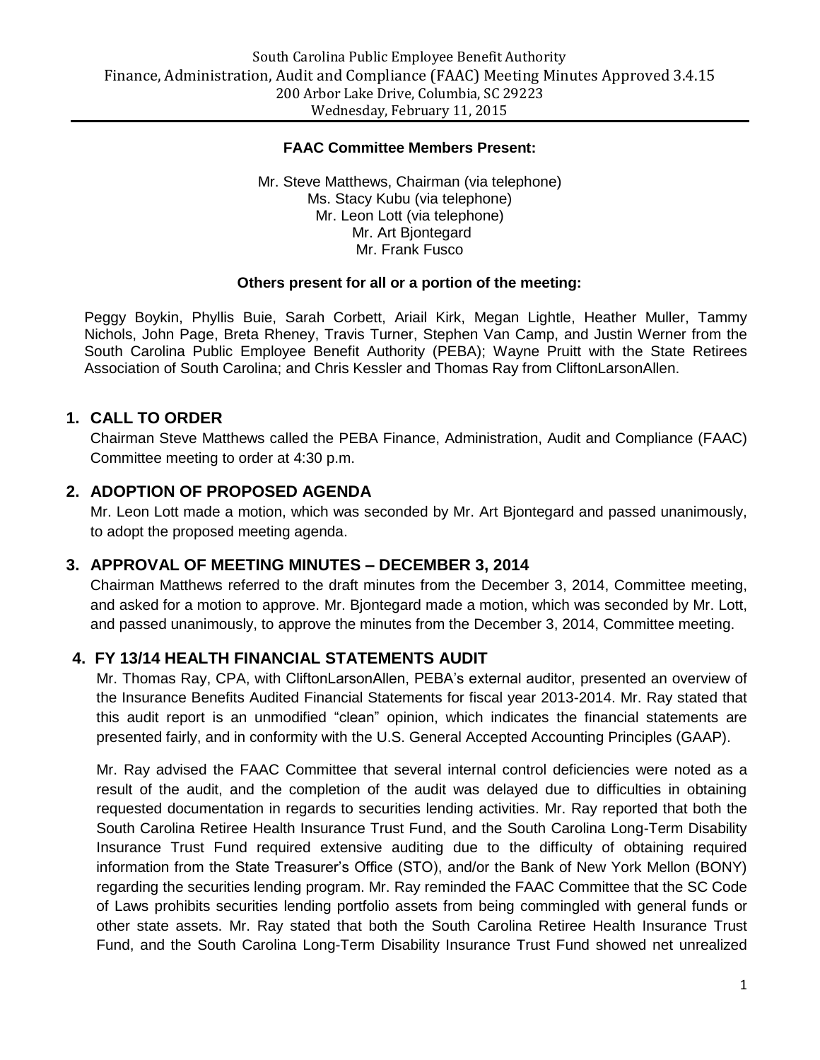South Carolina Public Employee Benefit Authority
Finance, Administration, Audit and Compliance (FAAC) Meeting Minutes Approved 3.4.15
200 Arbor Lake Drive, Columbia, SC 29223
Wednesday, February 11, 2015

**FAAC Committee Members Present:**

Mr. Steve Matthews, Chairman (via telephone)
Ms. Stacy Kubu (via telephone)
Mr. Leon Lott (via telephone)
Mr. Art Bjontegard
Mr. Frank Fusco

**Others present for all or a portion of the meeting:**

Peggy Boykin, Phyllis Buie, Sarah Corbett, Ariail Kirk, Megan Lightle, Heather Muller, Tammy Nichols, John Page, Breta Rheney, Travis Turner, Stephen Van Camp, and Justin Werner from the South Carolina Public Employee Benefit Authority (PEBA); Wayne Pruitt with the State Retirees Association of South Carolina; and Chris Kessler and Thomas Ray from CliftonLarsonAllen.

## 1. CALL TO ORDER

Chairman Steve Matthews called the PEBA Finance, Administration, Audit and Compliance (FAAC) Committee meeting to order at 4:30 p.m.

## 2. ADOPTION OF PROPOSED AGENDA

Mr. Leon Lott made a motion, which was seconded by Mr. Art Bjontegard and passed unanimously, to adopt the proposed meeting agenda.

## 3. APPROVAL OF MEETING MINUTES – DECEMBER 3, 2014

Chairman Matthews referred to the draft minutes from the December 3, 2014, Committee meeting, and asked for a motion to approve. Mr. Bjontegard made a motion, which was seconded by Mr. Lott, and passed unanimously, to approve the minutes from the December 3, 2014, Committee meeting.

## 4. FY 13/14 HEALTH FINANCIAL STATEMENTS AUDIT

Mr. Thomas Ray, CPA, with CliftonLarsonAllen, PEBA's external auditor, presented an overview of the Insurance Benefits Audited Financial Statements for fiscal year 2013-2014. Mr. Ray stated that this audit report is an unmodified "clean" opinion, which indicates the financial statements are presented fairly, and in conformity with the U.S. General Accepted Accounting Principles (GAAP).

Mr. Ray advised the FAAC Committee that several internal control deficiencies were noted as a result of the audit, and the completion of the audit was delayed due to difficulties in obtaining requested documentation in regards to securities lending activities. Mr. Ray reported that both the South Carolina Retiree Health Insurance Trust Fund, and the South Carolina Long-Term Disability Insurance Trust Fund required extensive auditing due to the difficulty of obtaining required information from the State Treasurer's Office (STO), and/or the Bank of New York Mellon (BONY) regarding the securities lending program. Mr. Ray reminded the FAAC Committee that the SC Code of Laws prohibits securities lending portfolio assets from being commingled with general funds or other state assets. Mr. Ray stated that both the South Carolina Retiree Health Insurance Trust Fund, and the South Carolina Long-Term Disability Insurance Trust Fund showed net unrealized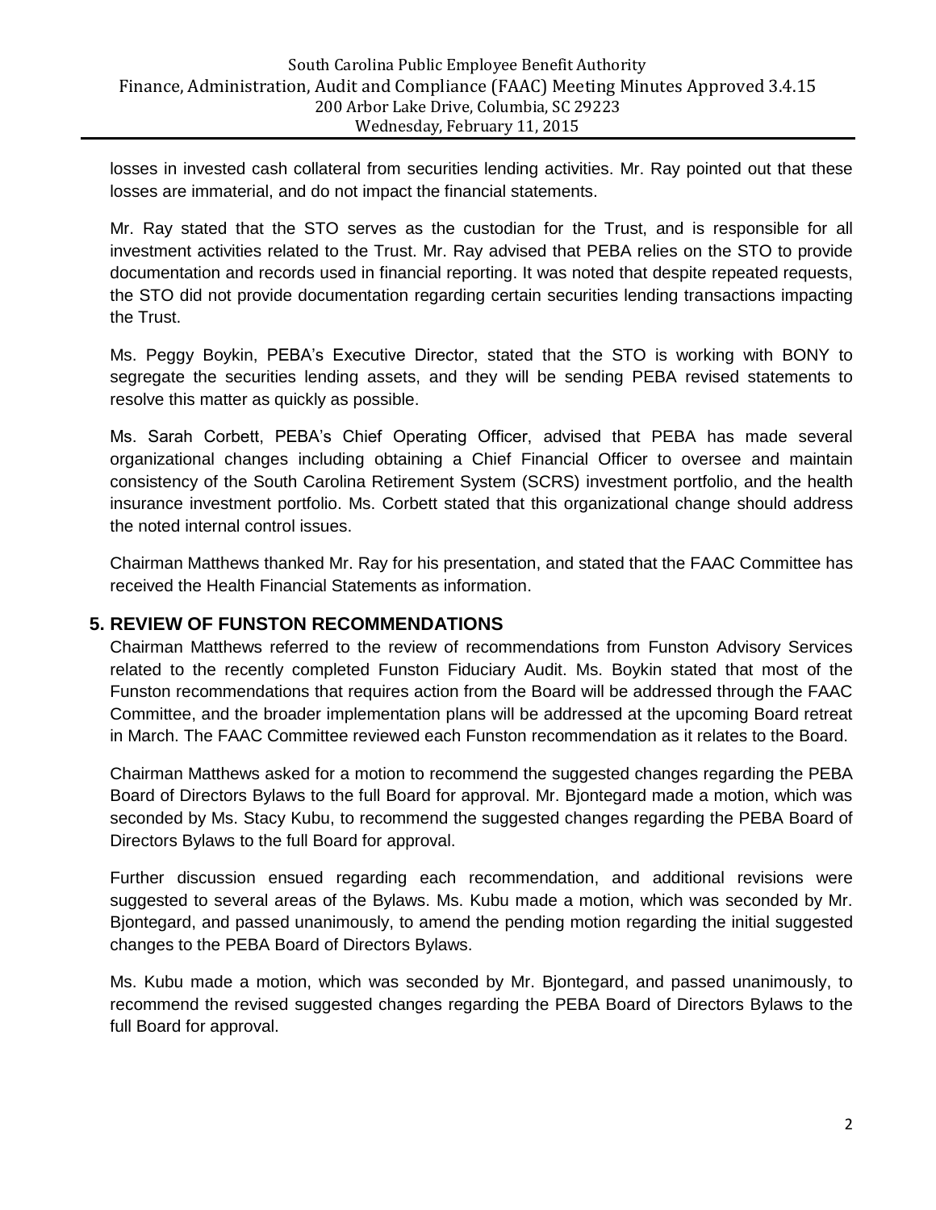losses in invested cash collateral from securities lending activities. Mr. Ray pointed out that these losses are immaterial, and do not impact the financial statements.

Mr. Ray stated that the STO serves as the custodian for the Trust, and is responsible for all investment activities related to the Trust. Mr. Ray advised that PEBA relies on the STO to provide documentation and records used in financial reporting. It was noted that despite repeated requests, the STO did not provide documentation regarding certain securities lending transactions impacting the Trust.

Ms. Peggy Boykin, PEBA's Executive Director, stated that the STO is working with BONY to segregate the securities lending assets, and they will be sending PEBA revised statements to resolve this matter as quickly as possible.

Ms. Sarah Corbett, PEBA's Chief Operating Officer, advised that PEBA has made several organizational changes including obtaining a Chief Financial Officer to oversee and maintain consistency of the South Carolina Retirement System (SCRS) investment portfolio, and the health insurance investment portfolio. Ms. Corbett stated that this organizational change should address the noted internal control issues.

Chairman Matthews thanked Mr. Ray for his presentation, and stated that the FAAC Committee has received the Health Financial Statements as information.

## 5. REVIEW OF FUNSTON RECOMMENDATIONS

Chairman Matthews referred to the review of recommendations from Funston Advisory Services related to the recently completed Funston Fiduciary Audit. Ms. Boykin stated that most of the Funston recommendations that requires action from the Board will be addressed through the FAAC Committee, and the broader implementation plans will be addressed at the upcoming Board retreat in March. The FAAC Committee reviewed each Funston recommendation as it relates to the Board.

Chairman Matthews asked for a motion to recommend the suggested changes regarding the PEBA Board of Directors Bylaws to the full Board for approval. Mr. Bjontegard made a motion, which was seconded by Ms. Stacy Kubu, to recommend the suggested changes regarding the PEBA Board of Directors Bylaws to the full Board for approval.

Further discussion ensued regarding each recommendation, and additional revisions were suggested to several areas of the Bylaws. Ms. Kubu made a motion, which was seconded by Mr. Bjontegard, and passed unanimously, to amend the pending motion regarding the initial suggested changes to the PEBA Board of Directors Bylaws.

Ms. Kubu made a motion, which was seconded by Mr. Bjontegard, and passed unanimously, to recommend the revised suggested changes regarding the PEBA Board of Directors Bylaws to the full Board for approval.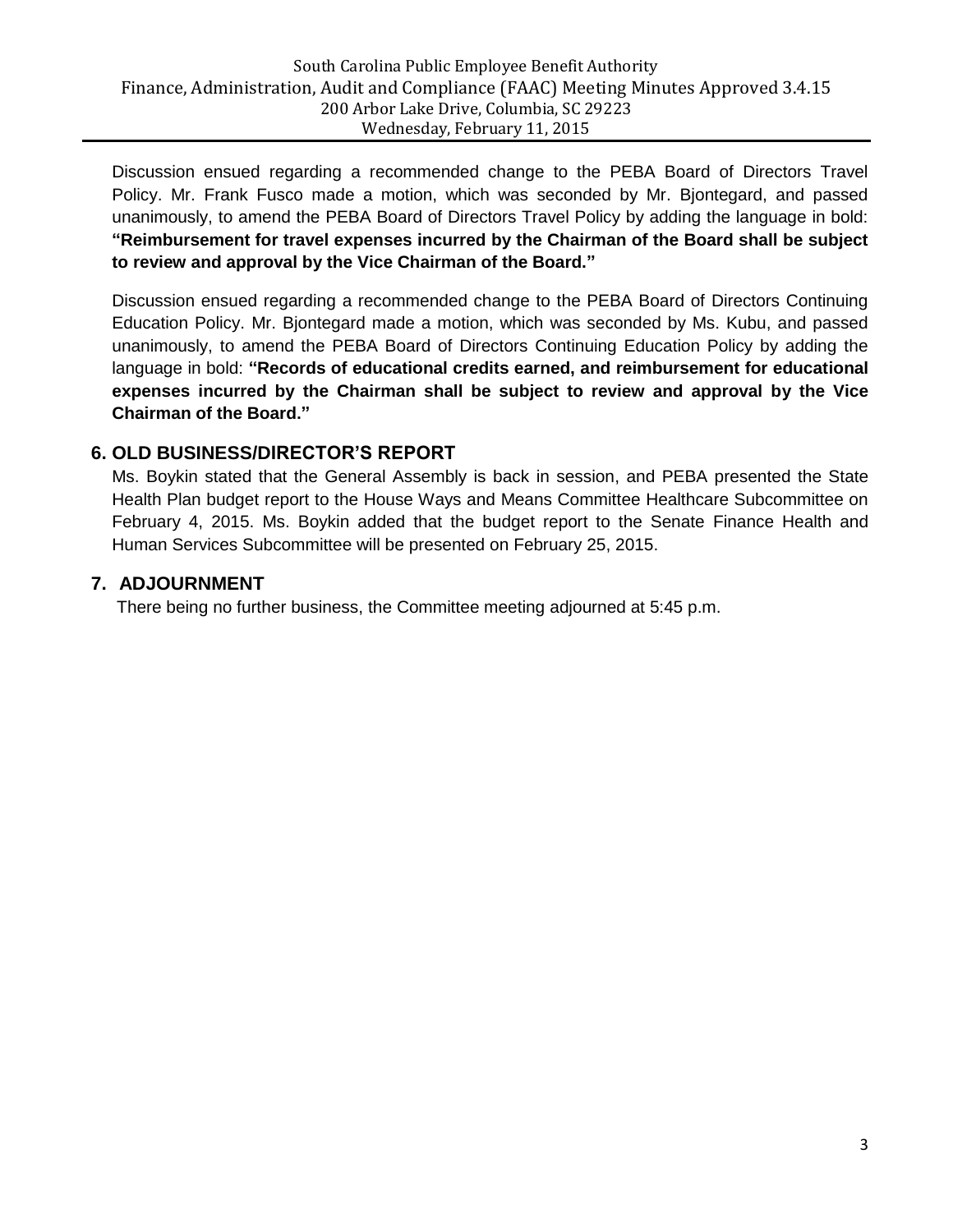Discussion ensued regarding a recommended change to the PEBA Board of Directors Travel Policy. Mr. Frank Fusco made a motion, which was seconded by Mr. Bjontegard, and passed unanimously, to amend the PEBA Board of Directors Travel Policy by adding the language in bold: **"Reimbursement for travel expenses incurred by the Chairman of the Board shall be subject to review and approval by the Vice Chairman of the Board."**

Discussion ensued regarding a recommended change to the PEBA Board of Directors Continuing Education Policy. Mr. Bjontegard made a motion, which was seconded by Ms. Kubu, and passed unanimously, to amend the PEBA Board of Directors Continuing Education Policy by adding the language in bold: **"Records of educational credits earned, and reimbursement for educational expenses incurred by the Chairman shall be subject to review and approval by the Vice Chairman of the Board."**

## 6. OLD BUSINESS/DIRECTOR'S REPORT

Ms. Boykin stated that the General Assembly is back in session, and PEBA presented the State Health Plan budget report to the House Ways and Means Committee Healthcare Subcommittee on February 4, 2015. Ms. Boykin added that the budget report to the Senate Finance Health and Human Services Subcommittee will be presented on February 25, 2015.

## 7. ADJOURNMENT

There being no further business, the Committee meeting adjourned at 5:45 p.m.